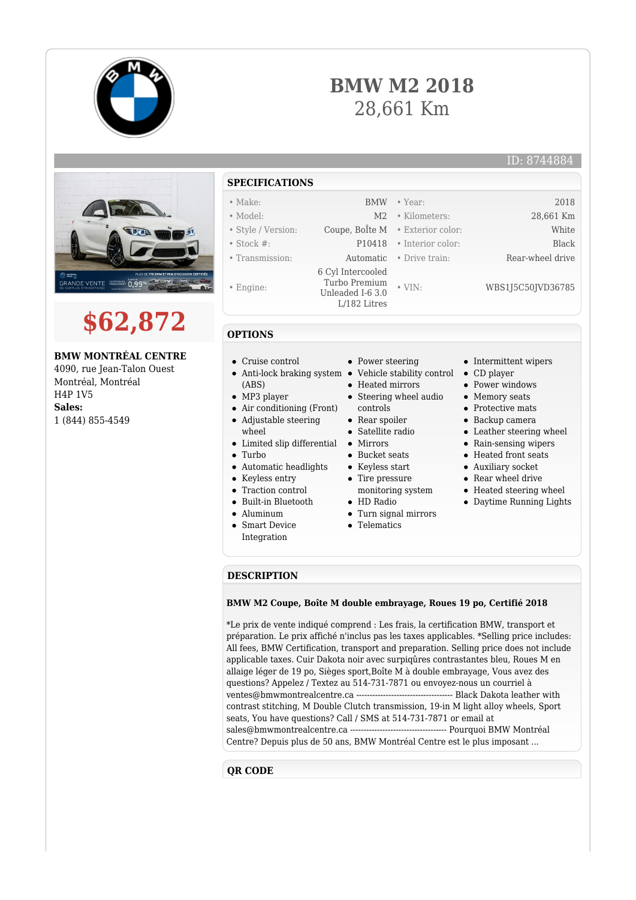# BMW M2 2018

28,661 Km

ID: 8744884

## $62,872

**BMW MONTRÉAL CENTRE**
4090, rue Jean-Talon Ouest
Montréal, Montréal
H4P 1V5
**Sales:**
1 (844) 855-4549

## SPECIFICATIONS

| | | | |
|---|---|---|---|
| • Make: | BMW | • Year: | 2018 |
| • Model: | M2 | • Kilometers: | 28,661 Km |
| • Style / Version: | Coupe, BoÎte M | • Exterior color: | White |
| • Stock #: | P10418 | • Interior color: | Black |
| • Transmission: | Automatic | • Drive train: | Rear-wheel drive |
| • Engine: | 6 Cyl Intercooled Turbo Premium Unleaded I-6 3.0 L/182 Litres | • VIN: | WBS1J5C50JVD36785 |

## OPTIONS

- Cruise control
- Anti-lock braking system (ABS)
- MP3 player
- Air conditioning (Front)
- Adjustable steering wheel
- Limited slip differential
- Turbo
- Automatic headlights
- Keyless entry
- Traction control
- Built-in Bluetooth
- Aluminum
- Smart Device Integration
- Power steering
- Vehicle stability control
- Heated mirrors
- Steering wheel audio controls
- Rear spoiler
- Satellite radio
- Mirrors
- Bucket seats
- Keyless start
- Tire pressure monitoring system
- HD Radio
- Turn signal mirrors
- Telematics
- Intermittent wipers
- CD player
- Power windows
- Memory seats
- Protective mats
- Backup camera
- Leather steering wheel
- Rain-sensing wipers
- Heated front seats
- Auxiliary socket
- Rear wheel drive
- Heated steering wheel
- Daytime Running Lights

## DESCRIPTION

**BMW M2 Coupe, Boîte M double embrayage, Roues 19 po, Certifié 2018**

*Le prix de vente indiqué comprend : Les frais, la certification BMW, transport et préparation. Le prix affiché n'inclus pas les taxes applicables. *Selling price includes: All fees, BMW Certification, transport and preparation. Selling price does not include applicable taxes. Cuir Dakota noir avec surpiqûres contrastantes bleu, Roues M en allaige léger de 19 po, Sièges sport,Boîte M à double embrayage, Vous avez des questions? Appelez / Textez au 514-731-7871 ou envoyez-nous un courriel à ventes@bmwmontrealcentre.ca ------------------------------------ Black Dakota leather with contrast stitching, M Double Clutch transmission, 19-in M light alloy wheels, Sport seats, You have questions? Call / SMS at 514-731-7871 or email at sales@bmwmontrealcentre.ca ------------------------------------ Pourquoi BMW Montréal Centre? Depuis plus de 50 ans, BMW Montréal Centre est le plus imposant ...

## QR CODE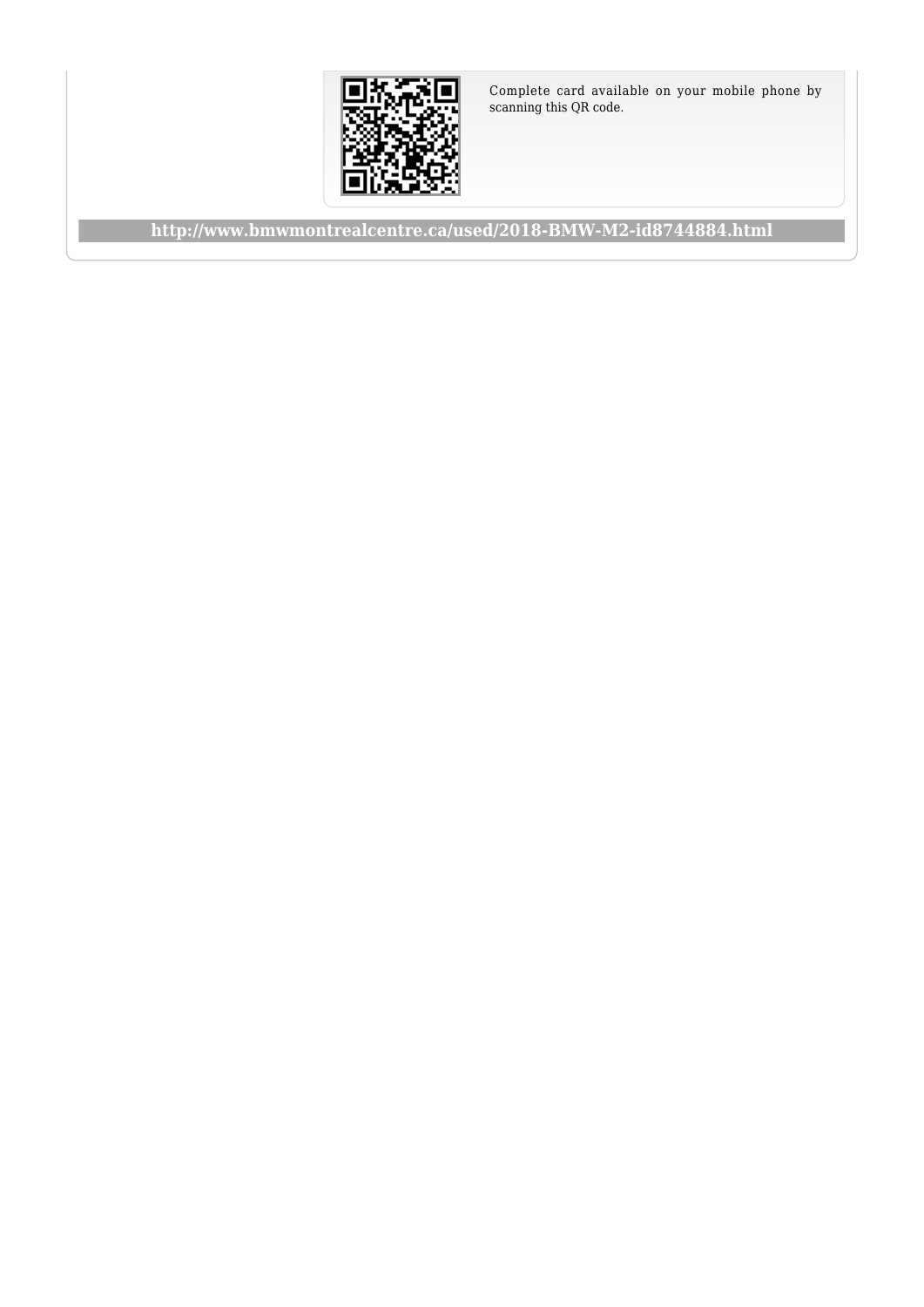Complete card available on your mobile phone by scanning this QR code.

**http://www.bmwmontrealcentre.ca/used/2018-BMW-M2-id8744884.html**